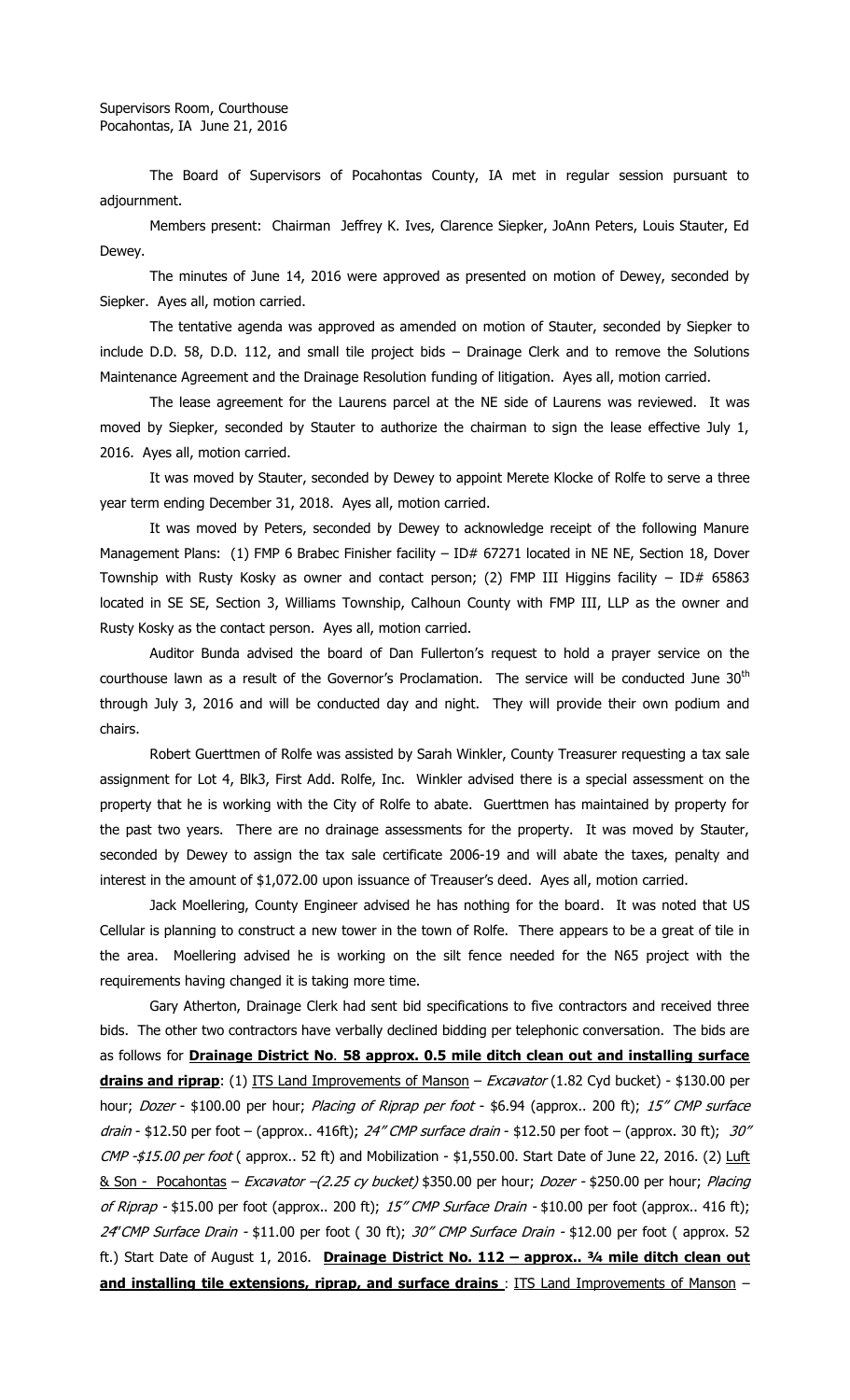Supervisors Room, Courthouse
Pocahontas, IA June 21, 2016

The Board of Supervisors of Pocahontas County, IA met in regular session pursuant to adjournment.

Members present: Chairman Jeffrey K. Ives, Clarence Siepker, JoAnn Peters, Louis Stauter, Ed Dewey.

The minutes of June 14, 2016 were approved as presented on motion of Dewey, seconded by Siepker. Ayes all, motion carried.

The tentative agenda was approved as amended on motion of Stauter, seconded by Siepker to include D.D. 58, D.D. 112, and small tile project bids – Drainage Clerk and to remove the Solutions Maintenance Agreement and the Drainage Resolution funding of litigation. Ayes all, motion carried.

The lease agreement for the Laurens parcel at the NE side of Laurens was reviewed. It was moved by Siepker, seconded by Stauter to authorize the chairman to sign the lease effective July 1, 2016. Ayes all, motion carried.

It was moved by Stauter, seconded by Dewey to appoint Merete Klocke of Rolfe to serve a three year term ending December 31, 2018. Ayes all, motion carried.

It was moved by Peters, seconded by Dewey to acknowledge receipt of the following Manure Management Plans: (1) FMP 6 Brabec Finisher facility – ID# 67271 located in NE NE, Section 18, Dover Township with Rusty Kosky as owner and contact person; (2) FMP III Higgins facility – ID# 65863 located in SE SE, Section 3, Williams Township, Calhoun County with FMP III, LLP as the owner and Rusty Kosky as the contact person. Ayes all, motion carried.

Auditor Bunda advised the board of Dan Fullerton's request to hold a prayer service on the courthouse lawn as a result of the Governor's Proclamation. The service will be conducted June 30th through July 3, 2016 and will be conducted day and night. They will provide their own podium and chairs.

Robert Guerttmen of Rolfe was assisted by Sarah Winkler, County Treasurer requesting a tax sale assignment for Lot 4, Blk3, First Add. Rolfe, Inc. Winkler advised there is a special assessment on the property that he is working with the City of Rolfe to abate. Guerttmen has maintained by property for the past two years. There are no drainage assessments for the property. It was moved by Stauter, seconded by Dewey to assign the tax sale certificate 2006-19 and will abate the taxes, penalty and interest in the amount of $1,072.00 upon issuance of Treauser's deed. Ayes all, motion carried.

Jack Moellering, County Engineer advised he has nothing for the board. It was noted that US Cellular is planning to construct a new tower in the town of Rolfe. There appears to be a great of tile in the area. Moellering advised he is working on the silt fence needed for the N65 project with the requirements having changed it is taking more time.

Gary Atherton, Drainage Clerk had sent bid specifications to five contractors and received three bids. The other two contractors have verbally declined bidding per telephonic conversation. The bids are as follows for **Drainage District No. 58 approx. 0.5 mile ditch clean out and installing surface drains and riprap**: (1) ITS Land Improvements of Manson – *Excavator* (1.82 Cyd bucket) - $130.00 per hour; *Dozer* - $100.00 per hour; *Placing of Riprap per foot* - $6.94 (approx.. 200 ft); *15" CMP surface drain* - $12.50 per foot – (approx.. 416ft); *24" CMP surface drain* - $12.50 per foot – (approx. 30 ft); *30" CMP -$15.00 per foot* ( approx.. 52 ft) and Mobilization - $1,550.00. Start Date of June 22, 2016. (2) Luft & Son - Pocahontas – *Excavator –(2.25 cy bucket)* $350.00 per hour; *Dozer* - $250.00 per hour; *Placing of Riprap* - $15.00 per foot (approx.. 200 ft); *15" CMP Surface Drain* - $10.00 per foot (approx.. 416 ft); *24" CMP Surface Drain* - $11.00 per foot ( 30 ft); *30" CMP Surface Drain* - $12.00 per foot ( approx. 52 ft.) Start Date of August 1, 2016. **Drainage District No. 112 – approx.. ¾ mile ditch clean out and installing tile extensions, riprap, and surface drains** : ITS Land Improvements of Manson –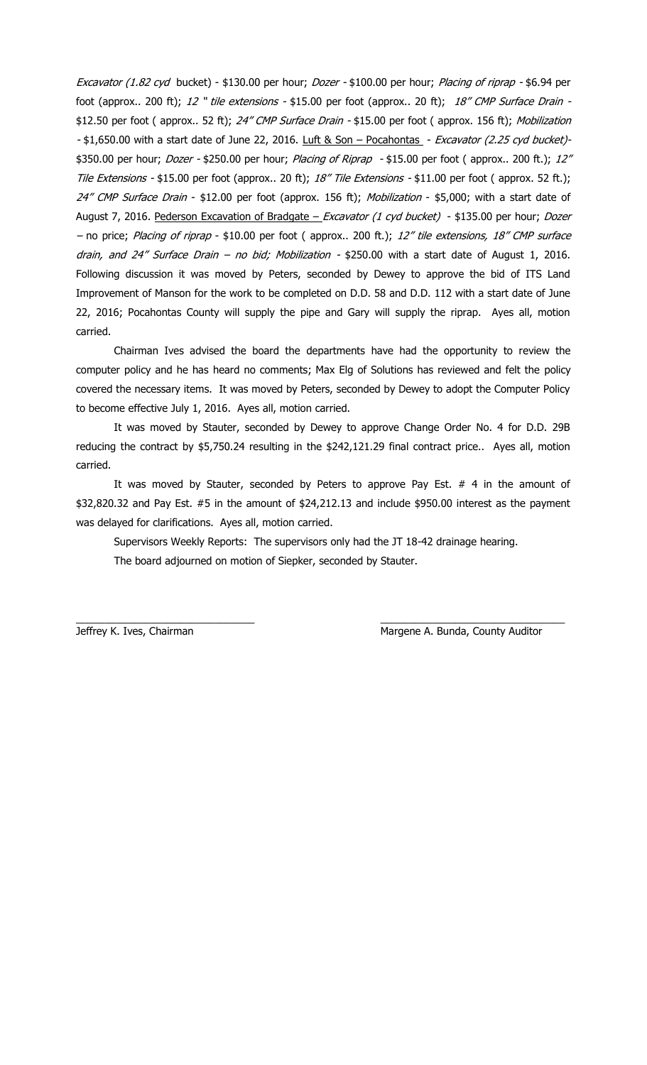*Excavator (1.82 cyd* bucket) - $130.00 per hour; *Dozer* - $100.00 per hour; *Placing of riprap* - $6.94 per foot (approx.. 200 ft); *12 " tile extensions* - $15.00 per foot (approx.. 20 ft); *18" CMP Surface Drain* - $12.50 per foot ( approx.. 52 ft); *24" CMP Surface Drain* - $15.00 per foot ( approx. 156 ft); *Mobilization* - $1,650.00 with a start date of June 22, 2016. Luft & Son – Pocahontas - *Excavator (2.25 cyd bucket)*- $350.00 per hour; *Dozer* - $250.00 per hour; *Placing of Riprap* - $15.00 per foot ( approx.. 200 ft.); *12" Tile Extensions* - $15.00 per foot (approx.. 20 ft); *18" Tile Extensions* - $11.00 per foot ( approx. 52 ft.); *24" CMP Surface Drain* - $12.00 per foot (approx. 156 ft); *Mobilization* - $5,000; with a start date of August 7, 2016. Pederson Excavation of Bradgate – *Excavator (1 cyd bucket)* - $135.00 per hour; *Dozer* – no price; *Placing of riprap* - $10.00 per foot ( approx.. 200 ft.); *12" tile extensions, 18" CMP surface drain, and 24" Surface Drain – no bid; Mobilization* - $250.00 with a start date of August 1, 2016. Following discussion it was moved by Peters, seconded by Dewey to approve the bid of ITS Land Improvement of Manson for the work to be completed on D.D. 58 and D.D. 112 with a start date of June 22, 2016; Pocahontas County will supply the pipe and Gary will supply the riprap. Ayes all, motion carried.

Chairman Ives advised the board the departments have had the opportunity to review the computer policy and he has heard no comments; Max Elg of Solutions has reviewed and felt the policy covered the necessary items. It was moved by Peters, seconded by Dewey to adopt the Computer Policy to become effective July 1, 2016. Ayes all, motion carried.

It was moved by Stauter, seconded by Dewey to approve Change Order No. 4 for D.D. 29B reducing the contract by $5,750.24 resulting in the $242,121.29 final contract price.. Ayes all, motion carried.

It was moved by Stauter, seconded by Peters to approve Pay Est. # 4 in the amount of $32,820.32 and Pay Est. #5 in the amount of $24,212.13 and include $950.00 interest as the payment was delayed for clarifications. Ayes all, motion carried.

Supervisors Weekly Reports: The supervisors only had the JT 18-42 drainage hearing.

The board adjourned on motion of Siepker, seconded by Stauter.

\_\_\_\_\_\_\_\_\_\_\_\_\_\_\_\_\_\_\_\_\_\_\_\_\_\_\_\_\_\_ \_\_\_\_\_\_\_\_\_\_\_\_\_\_\_\_\_\_\_\_\_\_\_\_\_\_\_\_\_\_

Jeffrey K. Ives, Chairman Margene A. Bunda, County Auditor